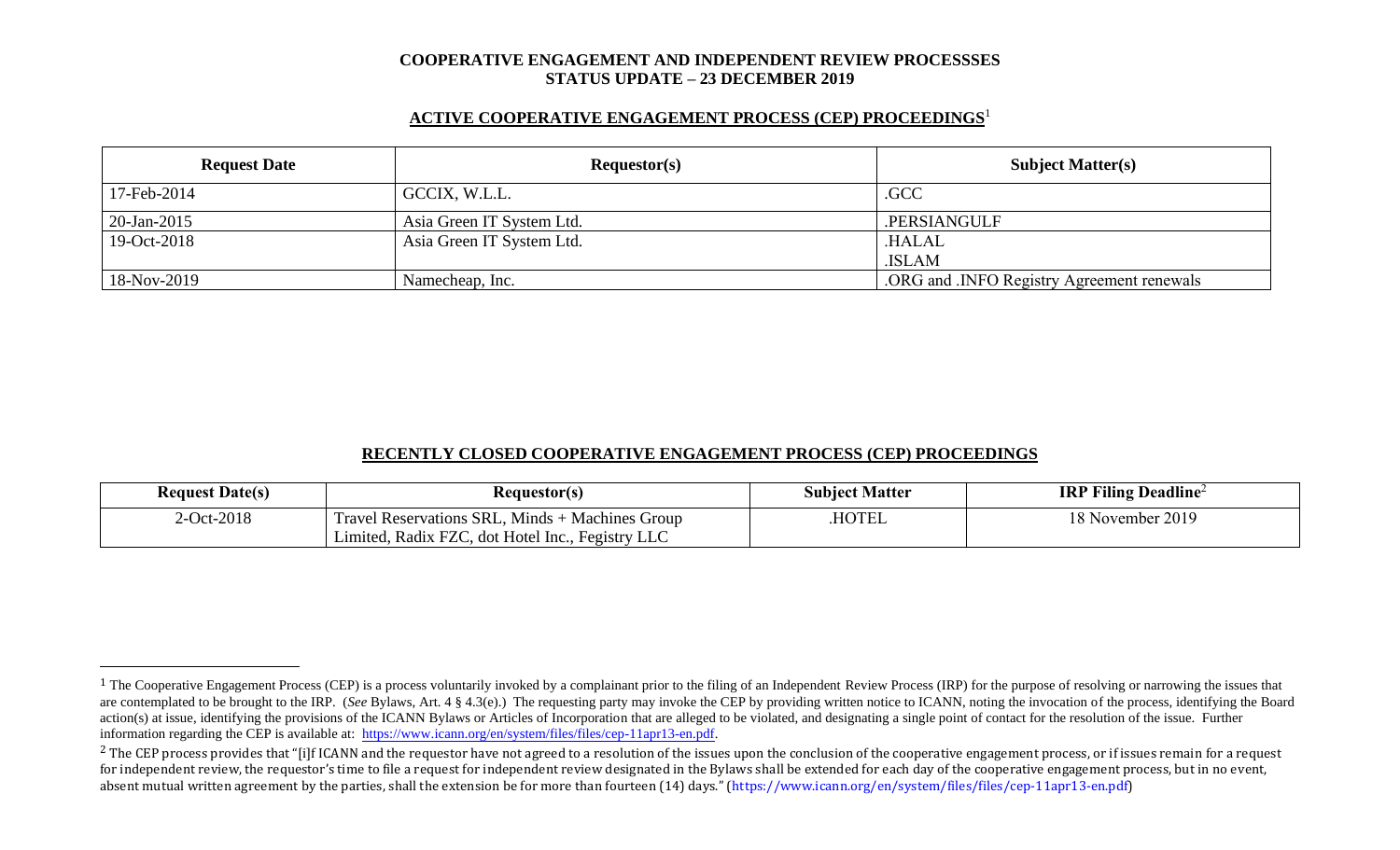**COOPERATIVE ENGAGEMENT AND INDEPENDENT REVIEW PROCESSSES**
**STATUS UPDATE – 23 DECEMBER 2019**

## ACTIVE COOPERATIVE ENGAGEMENT PROCESS (CEP) PROCEEDINGS[1]

| Request Date | Requestor(s) | Subject Matter(s) |
| --- | --- | --- |
| 17-Feb-2014 | GCCIX, W.L.L. | .GCC |
| 20-Jan-2015 | Asia Green IT System Ltd. | .PERSIANGULF |
| 19-Oct-2018 | Asia Green IT System Ltd. | .HALAL<br>.ISLAM |
| 18-Nov-2019 | Namecheap, Inc. | .ORG and .INFO Registry Agreement renewals |

## RECENTLY CLOSED COOPERATIVE ENGAGEMENT PROCESS (CEP) PROCEEDINGS

| Request Date(s) | Requestor(s) | Subject Matter | IRP Filing Deadline[2] |
| --- | --- | --- | --- |
| 2-Oct-2018 | Travel Reservations SRL, Minds + Machines Group Limited, Radix FZC, dot Hotel Inc., Fegistry LLC | .HOTEL | 18 November 2019 |

---

[1] The Cooperative Engagement Process (CEP) is a process voluntarily invoked by a complainant prior to the filing of an Independent Review Process (IRP) for the purpose of resolving or narrowing the issues that are contemplated to be brought to the IRP. (*See* Bylaws, Art. 4 § 4.3(e).) The requesting party may invoke the CEP by providing written notice to ICANN, noting the invocation of the process, identifying the Board action(s) at issue, identifying the provisions of the ICANN Bylaws or Articles of Incorporation that are alleged to be violated, and designating a single point of contact for the resolution of the issue. Further information regarding the CEP is available at: https://www.icann.org/en/system/files/files/cep-11apr13-en.pdf.

[2] The CEP process provides that "[i]f ICANN and the requestor have not agreed to a resolution of the issues upon the conclusion of the cooperative engagement process, or if issues remain for a request for independent review, the requestor's time to file a request for independent review designated in the Bylaws shall be extended for each day of the cooperative engagement process, but in no event, absent mutual written agreement by the parties, shall the extension be for more than fourteen (14) days." (https://www.icann.org/en/system/files/files/cep-11apr13-en.pdf)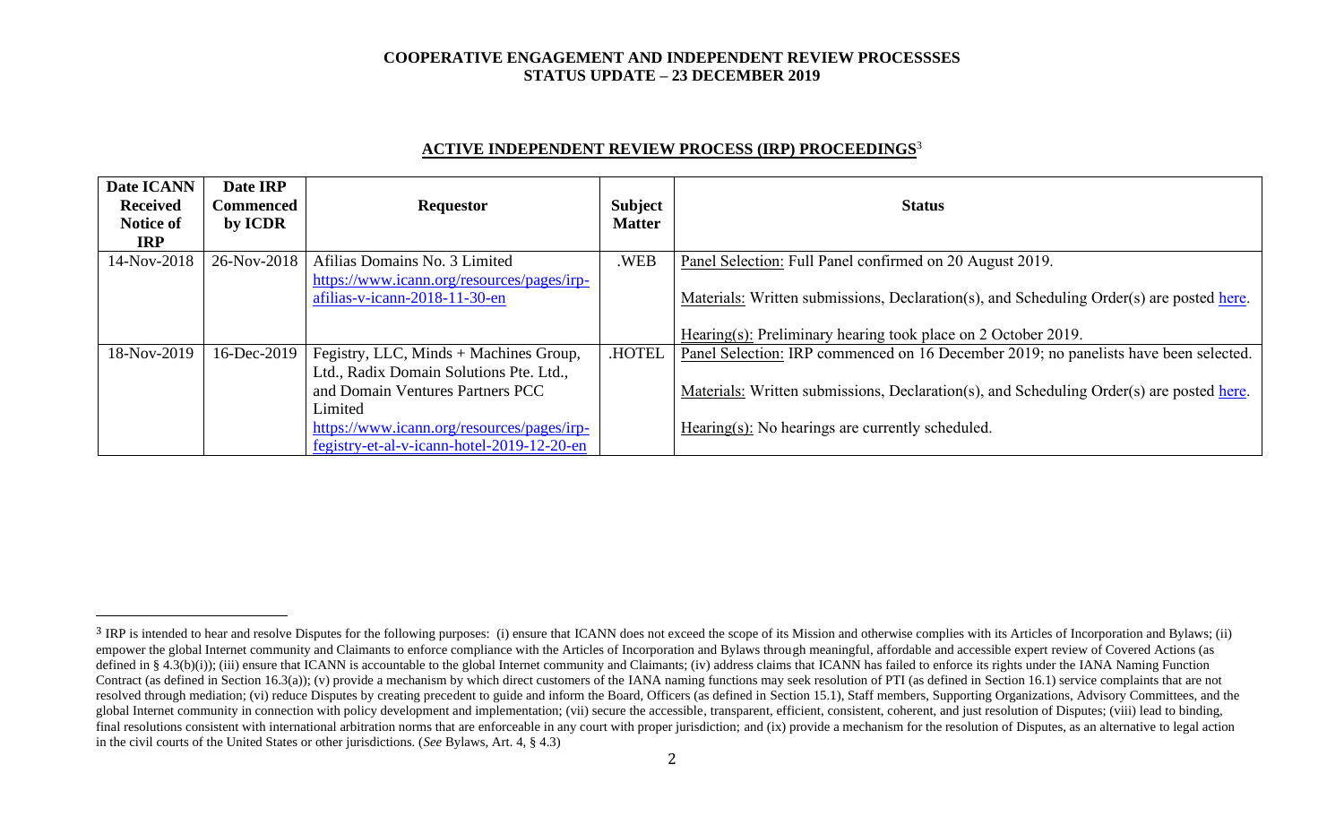**COOPERATIVE ENGAGEMENT AND INDEPENDENT REVIEW PROCESSSES**
**STATUS UPDATE – 23 DECEMBER 2019**

## ACTIVE INDEPENDENT REVIEW PROCESS (IRP) PROCEEDINGS[3]

| Date ICANN Received Notice of IRP | Date IRP Commenced by ICDR | Requestor | Subject Matter | Status |
|---|---|---|---|---|
| 14-Nov-2018 | 26-Nov-2018 | Afilias Domains No. 3 Limited https://www.icann.org/resources/pages/irp-afilias-v-icann-2018-11-30-en | .WEB | Panel Selection: Full Panel confirmed on 20 August 2019.<br><br>Materials: Written submissions, Declaration(s), and Scheduling Order(s) are posted here.<br><br>Hearing(s): Preliminary hearing took place on 2 October 2019. |
| 18-Nov-2019 | 16-Dec-2019 | Fegistry, LLC, Minds + Machines Group, Ltd., Radix Domain Solutions Pte. Ltd., and Domain Ventures Partners PCC Limited https://www.icann.org/resources/pages/irp-fegistry-et-al-v-icann-hotel-2019-12-20-en | .HOTEL | Panel Selection: IRP commenced on 16 December 2019; no panelists have been selected.<br><br>Materials: Written submissions, Declaration(s), and Scheduling Order(s) are posted here.<br><br>Hearing(s): No hearings are currently scheduled. |

[3] IRP is intended to hear and resolve Disputes for the following purposes: (i) ensure that ICANN does not exceed the scope of its Mission and otherwise complies with its Articles of Incorporation and Bylaws; (ii) empower the global Internet community and Claimants to enforce compliance with the Articles of Incorporation and Bylaws through meaningful, affordable and accessible expert review of Covered Actions (as defined in § 4.3(b)(i)); (iii) ensure that ICANN is accountable to the global Internet community and Claimants; (iv) address claims that ICANN has failed to enforce its rights under the IANA Naming Function Contract (as defined in Section 16.3(a)); (v) provide a mechanism by which direct customers of the IANA naming functions may seek resolution of PTI (as defined in Section 16.1) service complaints that are not resolved through mediation; (vi) reduce Disputes by creating precedent to guide and inform the Board, Officers (as defined in Section 15.1), Staff members, Supporting Organizations, Advisory Committees, and the global Internet community in connection with policy development and implementation; (vii) secure the accessible, transparent, efficient, consistent, coherent, and just resolution of Disputes; (viii) lead to binding, final resolutions consistent with international arbitration norms that are enforceable in any court with proper jurisdiction; and (ix) provide a mechanism for the resolution of Disputes, as an alternative to legal action in the civil courts of the United States or other jurisdictions. (*See* Bylaws, Art. 4, § 4.3)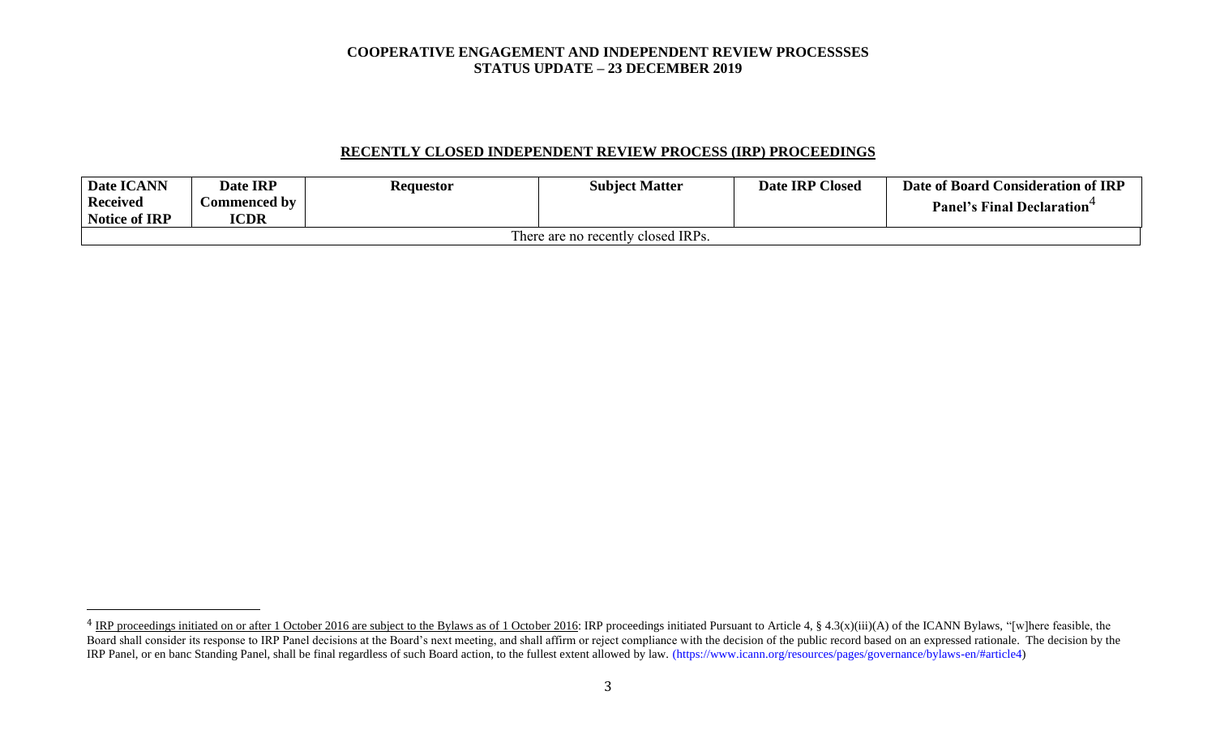## RECENTLY CLOSED INDEPENDENT REVIEW PROCESS (IRP) PROCEEDINGS

| Date ICANN Received Notice of IRP | Date IRP Commenced by ICDR | Requestor | Subject Matter | Date IRP Closed | Date of Board Consideration of IRP Panel's Final Declaration[4] |
|---|---|---|---|---|---|
| There are no recently closed IRPs. | | | | | |

[4] IRP proceedings initiated on or after 1 October 2016 are subject to the Bylaws as of 1 October 2016: IRP proceedings initiated Pursuant to Article 4, § 4.3(x)(iii)(A) of the ICANN Bylaws, "[w]here feasible, the Board shall consider its response to IRP Panel decisions at the Board's next meeting, and shall affirm or reject compliance with the decision of the public record based on an expressed rationale. The decision by the IRP Panel, or en banc Standing Panel, shall be final regardless of such Board action, to the fullest extent allowed by law. (https://www.icann.org/resources/pages/governance/bylaws-en/#article4)